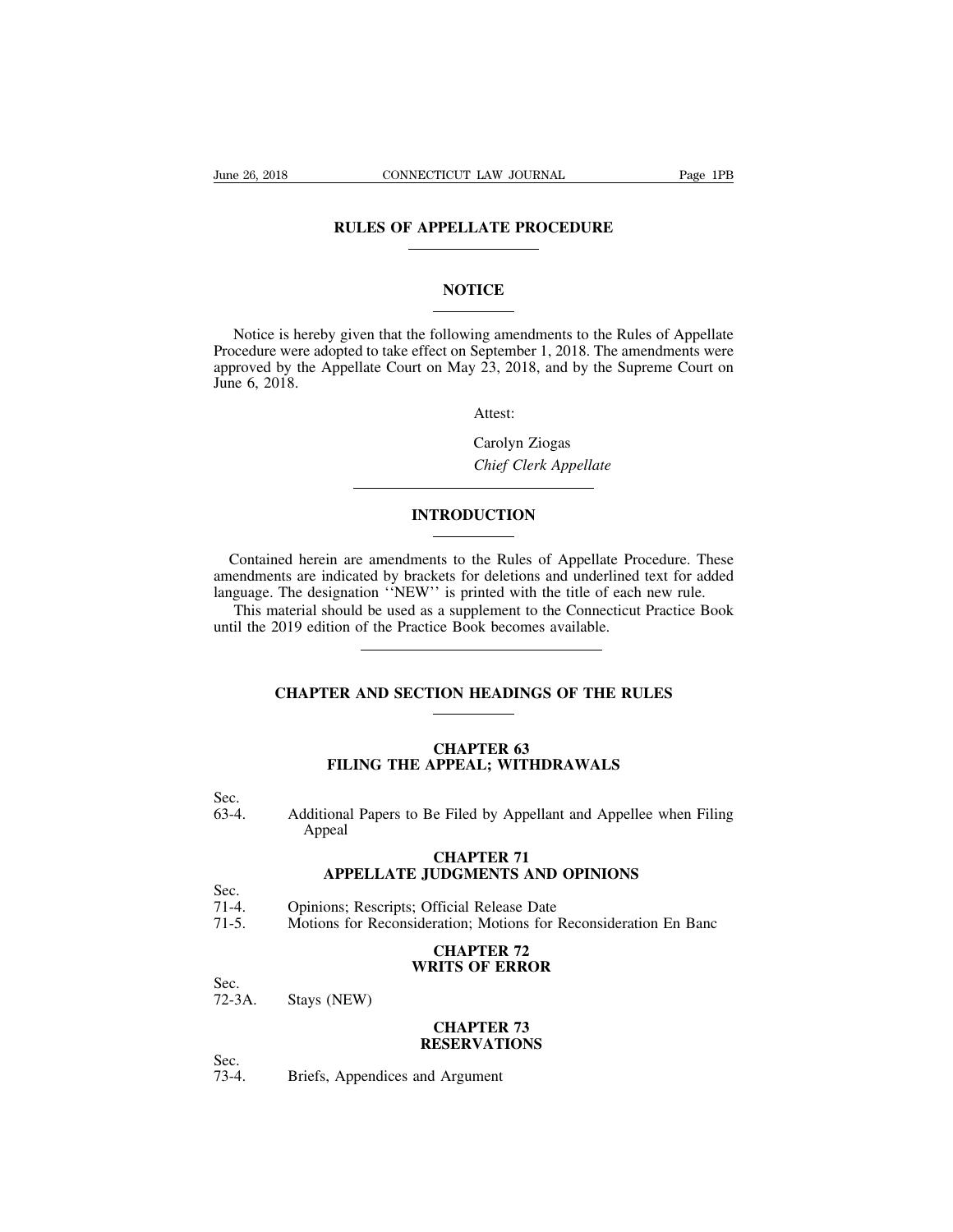# RULES OF APPELLATE PROCEDURE

## NOTICE

Notice is hereby given that the following amendments to the Rules of Appellate Procedure were adopted to take effect on September 1, 2018. The amendments were approved by the Appellate Court on May 23, 2018, and by the Supreme Court on June 6, 2018.

Attest:

Carolyn Ziogas
*Chief Clerk Appellate*

## INTRODUCTION

Contained herein are amendments to the Rules of Appellate Procedure. These amendments are indicated by brackets for deletions and underlined text for added language. The designation ''NEW'' is printed with the title of each new rule.

This material should be used as a supplement to the Connecticut Practice Book until the 2019 edition of the Practice Book becomes available.

## CHAPTER AND SECTION HEADINGS OF THE RULES

### CHAPTER 63
### FILING THE APPEAL; WITHDRAWALS

Sec.
63-4. Additional Papers to Be Filed by Appellant and Appellee when Filing Appeal

### CHAPTER 71
### APPELLATE JUDGMENTS AND OPINIONS

Sec.
71-4. Opinions; Rescripts; Official Release Date
71-5. Motions for Reconsideration; Motions for Reconsideration En Banc

### CHAPTER 72
### WRITS OF ERROR

Sec.
72-3A. Stays (NEW)

### CHAPTER 73
### RESERVATIONS

Sec.
73-4. Briefs, Appendices and Argument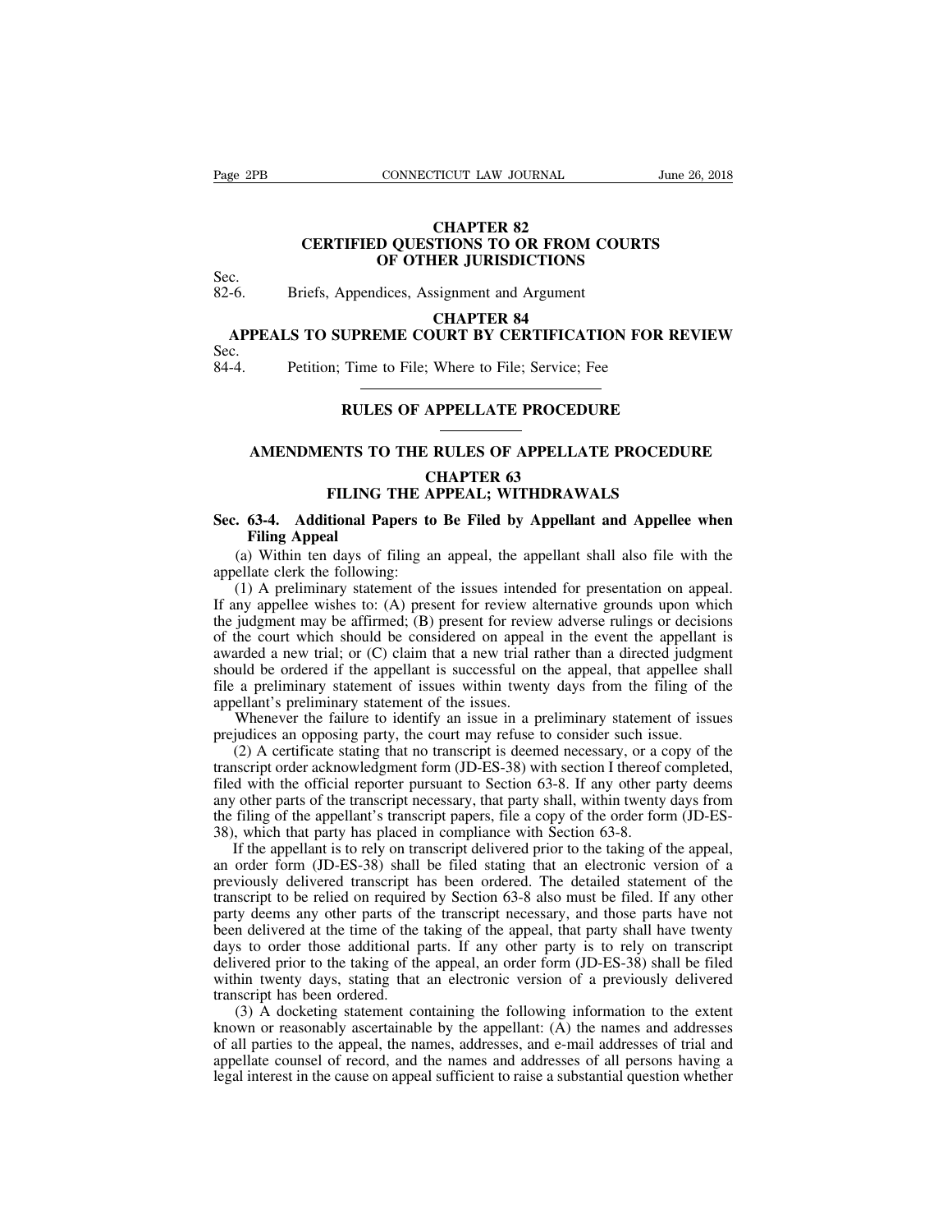## CHAPTER 82
## CERTIFIED QUESTIONS TO OR FROM COURTS OF OTHER JURISDICTIONS

Sec.
82-6. Briefs, Appendices, Assignment and Argument

## CHAPTER 84
## APPEALS TO SUPREME COURT BY CERTIFICATION FOR REVIEW

Sec.
84-4. Petition; Time to File; Where to File; Service; Fee

---

# RULES OF APPELLATE PROCEDURE

---

## AMENDMENTS TO THE RULES OF APPELLATE PROCEDURE

## CHAPTER 63
## FILING THE APPEAL; WITHDRAWALS

**Sec. 63-4. Additional Papers to Be Filed by Appellant and Appellee when Filing Appeal**

(a) Within ten days of filing an appeal, the appellant shall also file with the appellate clerk the following:

(1) A preliminary statement of the issues intended for presentation on appeal. If any appellee wishes to: (A) present for review alternative grounds upon which the judgment may be affirmed; (B) present for review adverse rulings or decisions of the court which should be considered on appeal in the event the appellant is awarded a new trial; or (C) claim that a new trial rather than a directed judgment should be ordered if the appellant is successful on the appeal, that appellee shall file a preliminary statement of issues within twenty days from the filing of the appellant's preliminary statement of the issues.

Whenever the failure to identify an issue in a preliminary statement of issues prejudices an opposing party, the court may refuse to consider such issue.

(2) A certificate stating that no transcript is deemed necessary, or a copy of the transcript order acknowledgment form (JD-ES-38) with section I thereof completed, filed with the official reporter pursuant to Section 63-8. If any other party deems any other parts of the transcript necessary, that party shall, within twenty days from the filing of the appellant's transcript papers, file a copy of the order form (JD-ES-38), which that party has placed in compliance with Section 63-8.

If the appellant is to rely on transcript delivered prior to the taking of the appeal, an order form (JD-ES-38) shall be filed stating that an electronic version of a previously delivered transcript has been ordered. The detailed statement of the transcript to be relied on required by Section 63-8 also must be filed. If any other party deems any other parts of the transcript necessary, and those parts have not been delivered at the time of the taking of the appeal, that party shall have twenty days to order those additional parts. If any other party is to rely on transcript delivered prior to the taking of the appeal, an order form (JD-ES-38) shall be filed within twenty days, stating that an electronic version of a previously delivered transcript has been ordered.

(3) A docketing statement containing the following information to the extent known or reasonably ascertainable by the appellant: (A) the names and addresses of all parties to the appeal, the names, addresses, and e-mail addresses of trial and appellate counsel of record, and the names and addresses of all persons having a legal interest in the cause on appeal sufficient to raise a substantial question whether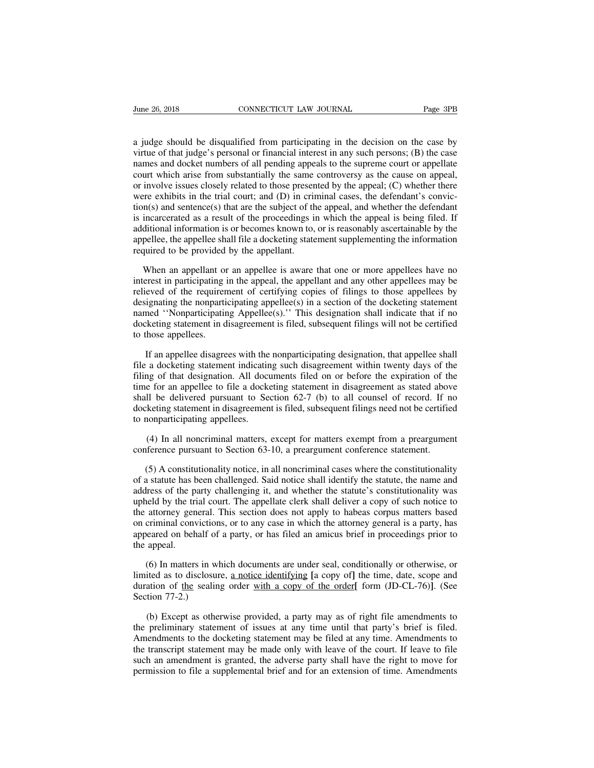a judge should be disqualified from participating in the decision on the case by virtue of that judge's personal or financial interest in any such persons; (B) the case names and docket numbers of all pending appeals to the supreme court or appellate court which arise from substantially the same controversy as the cause on appeal, or involve issues closely related to those presented by the appeal; (C) whether there were exhibits in the trial court; and (D) in criminal cases, the defendant's conviction(s) and sentence(s) that are the subject of the appeal, and whether the defendant is incarcerated as a result of the proceedings in which the appeal is being filed. If additional information is or becomes known to, or is reasonably ascertainable by the appellee, the appellee shall file a docketing statement supplementing the information required to be provided by the appellant.

When an appellant or an appellee is aware that one or more appellees have no interest in participating in the appeal, the appellant and any other appellees may be relieved of the requirement of certifying copies of filings to those appellees by designating the nonparticipating appellee(s) in a section of the docketing statement named ''Nonparticipating Appellee(s).'' This designation shall indicate that if no docketing statement in disagreement is filed, subsequent filings will not be certified to those appellees.

If an appellee disagrees with the nonparticipating designation, that appellee shall file a docketing statement indicating such disagreement within twenty days of the filing of that designation. All documents filed on or before the expiration of the time for an appellee to file a docketing statement in disagreement as stated above shall be delivered pursuant to Section 62-7 (b) to all counsel of record. If no docketing statement in disagreement is filed, subsequent filings need not be certified to nonparticipating appellees.

(4) In all noncriminal matters, except for matters exempt from a preargument conference pursuant to Section 63-10, a preargument conference statement.

(5) A constitutionality notice, in all noncriminal cases where the constitutionality of a statute has been challenged. Said notice shall identify the statute, the name and address of the party challenging it, and whether the statute's constitutionality was upheld by the trial court. The appellate clerk shall deliver a copy of such notice to the attorney general. This section does not apply to habeas corpus matters based on criminal convictions, or to any case in which the attorney general is a party, has appeared on behalf of a party, or has filed an amicus brief in proceedings prior to the appeal.

(6) In matters in which documents are under seal, conditionally or otherwise, or limited as to disclosure, <u>a notice identifying</u> [a copy of] the time, date, scope and duration of <u>the</u> sealing order <u>with a copy of the order</u>[ form (JD-CL-76)]. (See Section 77-2.)

(b) Except as otherwise provided, a party may as of right file amendments to the preliminary statement of issues at any time until that party's brief is filed. Amendments to the docketing statement may be filed at any time. Amendments to the transcript statement may be made only with leave of the court. If leave to file such an amendment is granted, the adverse party shall have the right to move for permission to file a supplemental brief and for an extension of time. Amendments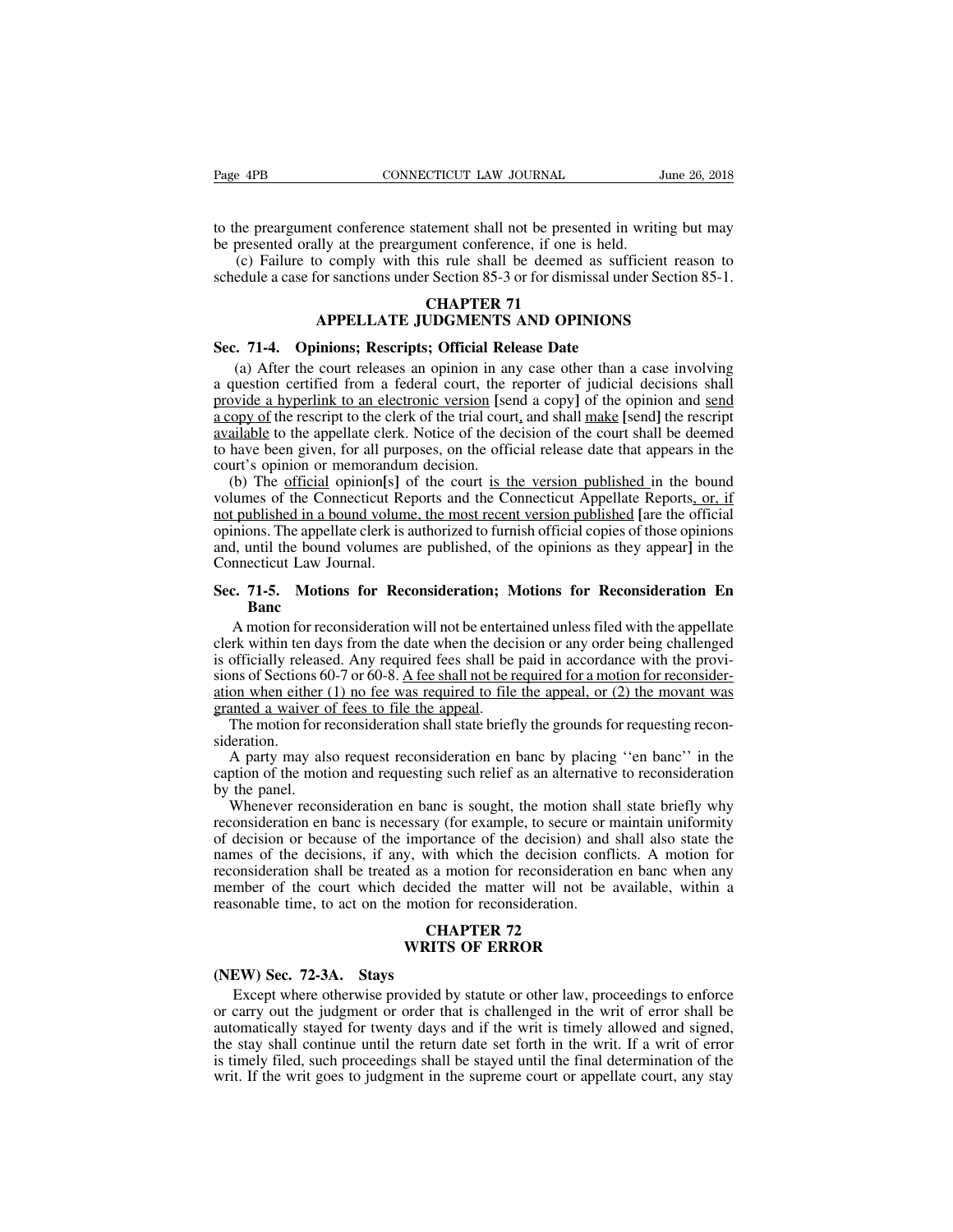to the preargument conference statement shall not be presented in writing but may be presented orally at the preargument conference, if one is held.

(c) Failure to comply with this rule shall be deemed as sufficient reason to schedule a case for sanctions under Section 85-3 or for dismissal under Section 85-1.

## CHAPTER 71
## APPELLATE JUDGMENTS AND OPINIONS

### Sec. 71-4. Opinions; Rescripts; Official Release Date

(a) After the court releases an opinion in any case other than a case involving a question certified from a federal court, the reporter of judicial decisions shall <u>provide a hyperlink to an electronic version</u> [send a copy] of the opinion and <u>send a copy of</u> the rescript to the clerk of the trial court, and shall <u>make</u> [send] the rescript <u>available</u> to the appellate clerk. Notice of the decision of the court shall be deemed to have been given, for all purposes, on the official release date that appears in the court's opinion or memorandum decision.

(b) The <u>official</u> opinion[s] of the court <u>is the version published</u> in the bound volumes of the Connecticut Reports and the Connecticut Appellate Reports<u>, or, if not published in a bound volume, the most recent version published</u> [are the official opinions. The appellate clerk is authorized to furnish official copies of those opinions and, until the bound volumes are published, of the opinions as they appear] in the Connecticut Law Journal.

### Sec. 71-5. Motions for Reconsideration; Motions for Reconsideration En Banc

A motion for reconsideration will not be entertained unless filed with the appellate clerk within ten days from the date when the decision or any order being challenged is officially released. Any required fees shall be paid in accordance with the provisions of Sections 60-7 or 60-8. <u>A fee shall not be required for a motion for reconsideration when either (1) no fee was required to file the appeal, or (2) the movant was granted a waiver of fees to file the appeal.</u>

The motion for reconsideration shall state briefly the grounds for requesting reconsideration.

A party may also request reconsideration en banc by placing ''en banc'' in the caption of the motion and requesting such relief as an alternative to reconsideration by the panel.

Whenever reconsideration en banc is sought, the motion shall state briefly why reconsideration en banc is necessary (for example, to secure or maintain uniformity of decision or because of the importance of the decision) and shall also state the names of the decisions, if any, with which the decision conflicts. A motion for reconsideration shall be treated as a motion for reconsideration en banc when any member of the court which decided the matter will not be available, within a reasonable time, to act on the motion for reconsideration.

## CHAPTER 72
## WRITS OF ERROR

### (NEW) Sec. 72-3A. Stays

Except where otherwise provided by statute or other law, proceedings to enforce or carry out the judgment or order that is challenged in the writ of error shall be automatically stayed for twenty days and if the writ is timely allowed and signed, the stay shall continue until the return date set forth in the writ. If a writ of error is timely filed, such proceedings shall be stayed until the final determination of the writ. If the writ goes to judgment in the supreme court or appellate court, any stay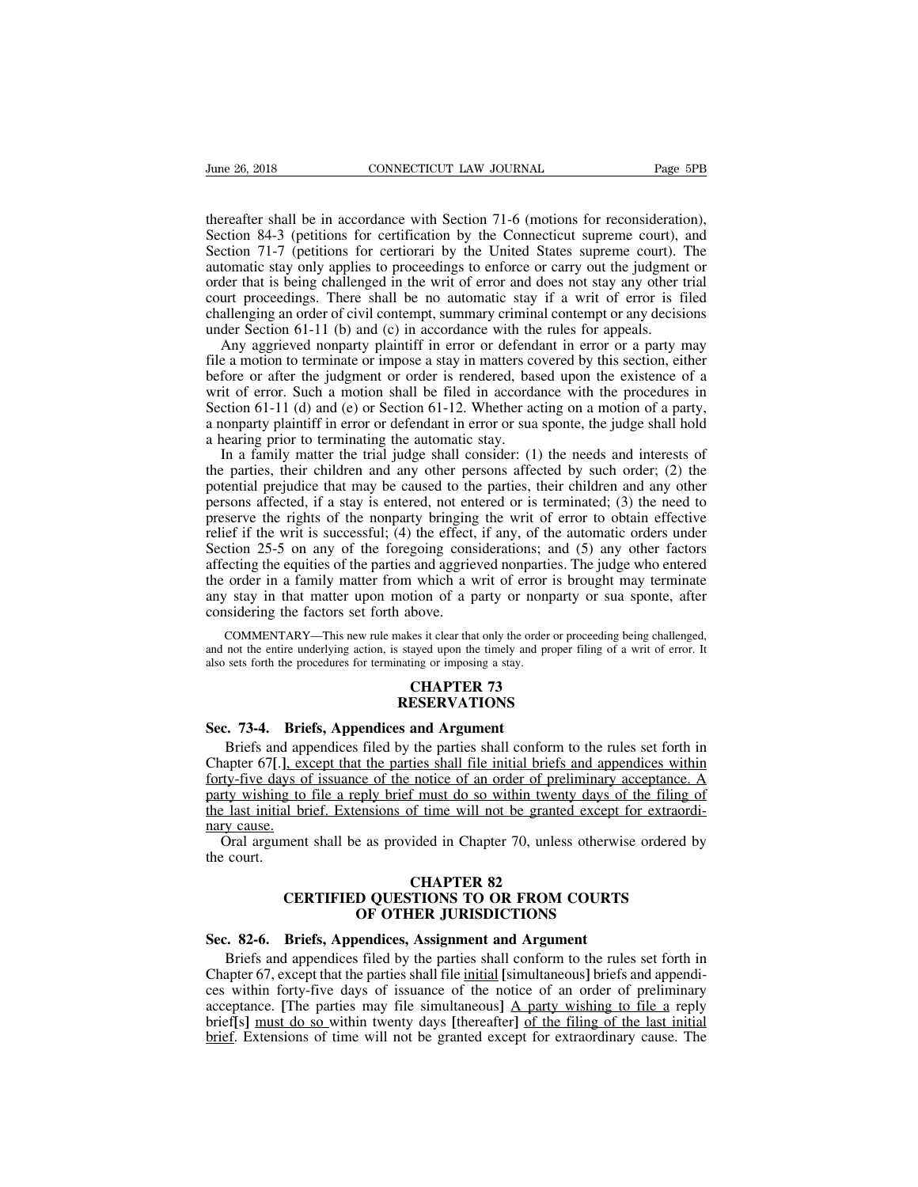thereafter shall be in accordance with Section 71-6 (motions for reconsideration), Section 84-3 (petitions for certification by the Connecticut supreme court), and Section 71-7 (petitions for certiorari by the United States supreme court). The automatic stay only applies to proceedings to enforce or carry out the judgment or order that is being challenged in the writ of error and does not stay any other trial court proceedings. There shall be no automatic stay if a writ of error is filed challenging an order of civil contempt, summary criminal contempt or any decisions under Section 61-11 (b) and (c) in accordance with the rules for appeals.

Any aggrieved nonparty plaintiff in error or defendant in error or a party may file a motion to terminate or impose a stay in matters covered by this section, either before or after the judgment or order is rendered, based upon the existence of a writ of error. Such a motion shall be filed in accordance with the procedures in Section 61-11 (d) and (e) or Section 61-12. Whether acting on a motion of a party, a nonparty plaintiff in error or defendant in error or sua sponte, the judge shall hold a hearing prior to terminating the automatic stay.

In a family matter the trial judge shall consider: (1) the needs and interests of the parties, their children and any other persons affected by such order; (2) the potential prejudice that may be caused to the parties, their children and any other persons affected, if a stay is entered, not entered or is terminated; (3) the need to preserve the rights of the nonparty bringing the writ of error to obtain effective relief if the writ is successful; (4) the effect, if any, of the automatic orders under Section 25-5 on any of the foregoing considerations; and (5) any other factors affecting the equities of the parties and aggrieved nonparties. The judge who entered the order in a family matter from which a writ of error is brought may terminate any stay in that matter upon motion of a party or nonparty or sua sponte, after considering the factors set forth above.

COMMENTARY—This new rule makes it clear that only the order or proceeding being challenged, and not the entire underlying action, is stayed upon the timely and proper filing of a writ of error. It also sets forth the procedures for terminating or imposing a stay.

## CHAPTER 73
## RESERVATIONS

### Sec. 73-4. Briefs, Appendices and Argument

Briefs and appendices filed by the parties shall conform to the rules set forth in Chapter 67[.], except that the parties shall file initial briefs and appendices within forty-five days of issuance of the notice of an order of preliminary acceptance. A party wishing to file a reply brief must do so within twenty days of the filing of the last initial brief. Extensions of time will not be granted except for extraordinary cause.

Oral argument shall be as provided in Chapter 70, unless otherwise ordered by the court.

## CHAPTER 82
## CERTIFIED QUESTIONS TO OR FROM COURTS OF OTHER JURISDICTIONS

### Sec. 82-6. Briefs, Appendices, Assignment and Argument

Briefs and appendices filed by the parties shall conform to the rules set forth in Chapter 67, except that the parties shall file initial [simultaneous] briefs and appendices within forty-five days of issuance of the notice of an order of preliminary acceptance. [The parties may file simultaneous] A party wishing to file a reply brief[s] must do so within twenty days [thereafter] of the filing of the last initial brief. Extensions of time will not be granted except for extraordinary cause. The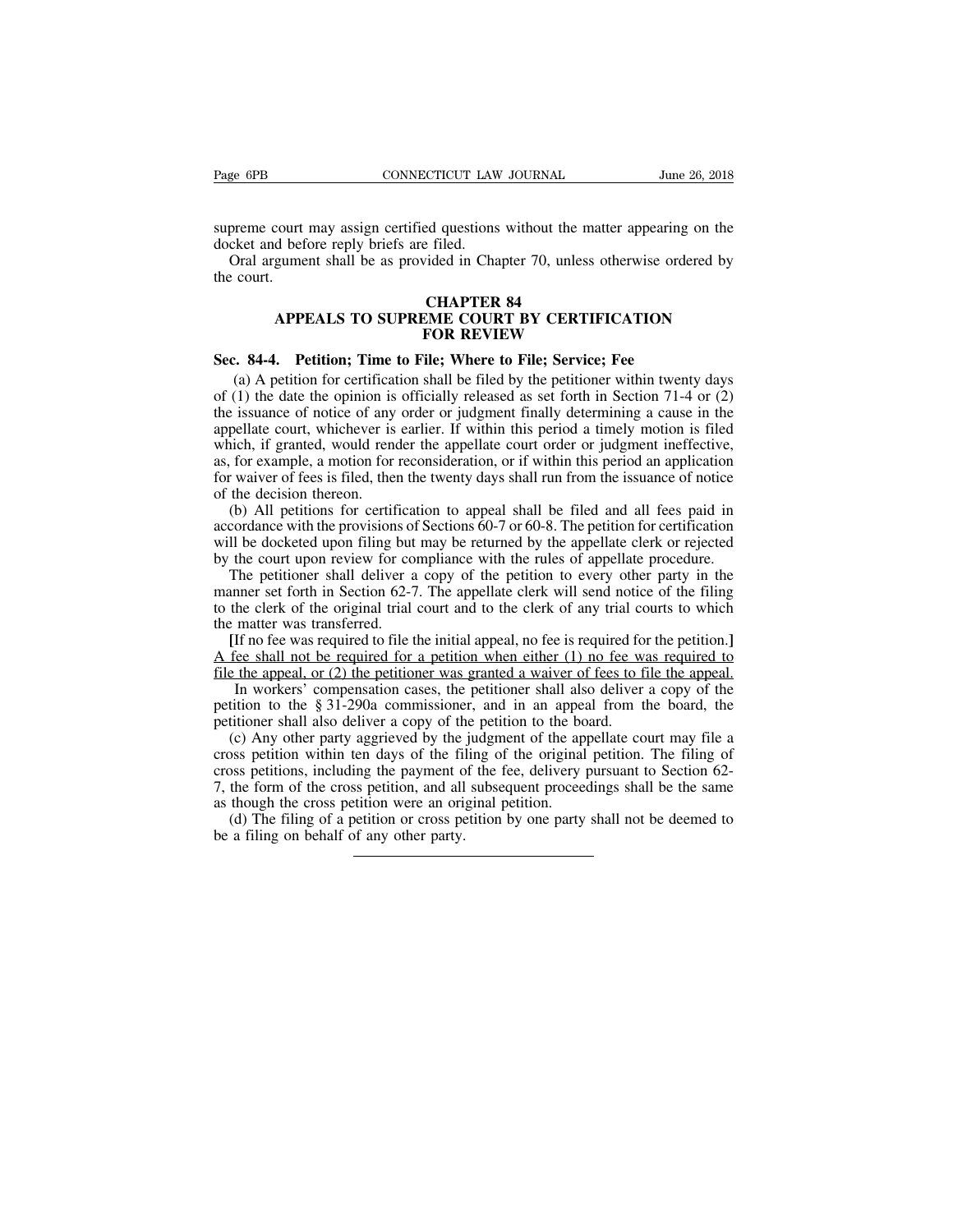supreme court may assign certified questions without the matter appearing on the docket and before reply briefs are filed.

Oral argument shall be as provided in Chapter 70, unless otherwise ordered by the court.

## CHAPTER 84
## APPEALS TO SUPREME COURT BY CERTIFICATION FOR REVIEW

**Sec. 84-4. Petition; Time to File; Where to File; Service; Fee**

(a) A petition for certification shall be filed by the petitioner within twenty days of (1) the date the opinion is officially released as set forth in Section 71-4 or (2) the issuance of notice of any order or judgment finally determining a cause in the appellate court, whichever is earlier. If within this period a timely motion is filed which, if granted, would render the appellate court order or judgment ineffective, as, for example, a motion for reconsideration, or if within this period an application for waiver of fees is filed, then the twenty days shall run from the issuance of notice of the decision thereon.

(b) All petitions for certification to appeal shall be filed and all fees paid in accordance with the provisions of Sections 60-7 or 60-8. The petition for certification will be docketed upon filing but may be returned by the appellate clerk or rejected by the court upon review for compliance with the rules of appellate procedure.

The petitioner shall deliver a copy of the petition to every other party in the manner set forth in Section 62-7. The appellate clerk will send notice of the filing to the clerk of the original trial court and to the clerk of any trial courts to which the matter was transferred.

**[**If no fee was required to file the initial appeal, no fee is required for the petition.**]** <u>A fee shall not be required for a petition when either (1) no fee was required to file the appeal, or (2) the petitioner was granted a waiver of fees to file the appeal.</u> In workers' compensation cases, the petitioner shall also deliver a copy of the petition to the § 31-290a commissioner, and in an appeal from the board, the petitioner shall also deliver a copy of the petition to the board.

(c) Any other party aggrieved by the judgment of the appellate court may file a cross petition within ten days of the filing of the original petition. The filing of cross petitions, including the payment of the fee, delivery pursuant to Section 62-7, the form of the cross petition, and all subsequent proceedings shall be the same as though the cross petition were an original petition.

(d) The filing of a petition or cross petition by one party shall not be deemed to be a filing on behalf of any other party.